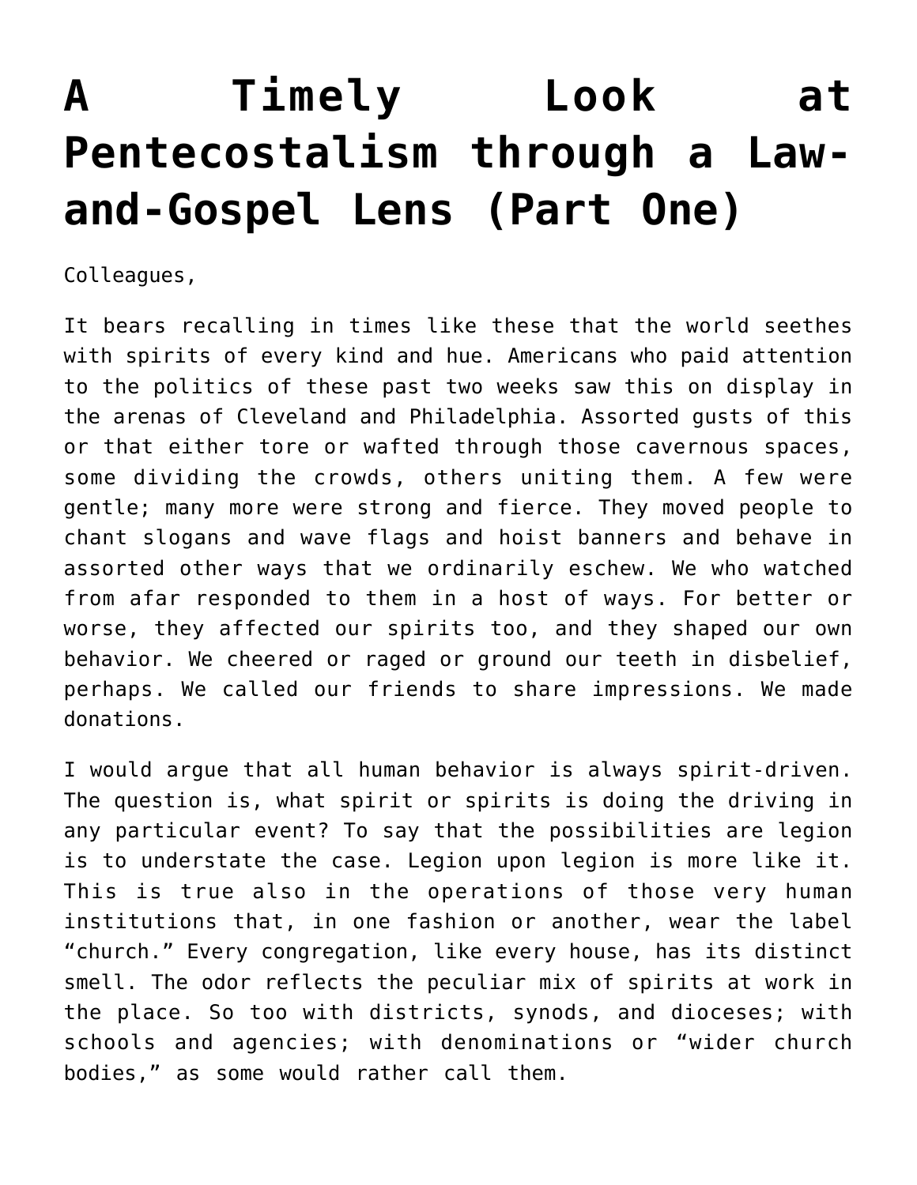# A Timely Look at Pentecostalism through a Law-and-Gospel Lens (Part One)

Colleagues,

It bears recalling in times like these that the world seethes with spirits of every kind and hue. Americans who paid attention to the politics of these past two weeks saw this on display in the arenas of Cleveland and Philadelphia. Assorted gusts of this or that either tore or wafted through those cavernous spaces, some dividing the crowds, others uniting them. A few were gentle; many more were strong and fierce. They moved people to chant slogans and wave flags and hoist banners and behave in assorted other ways that we ordinarily eschew. We who watched from afar responded to them in a host of ways. For better or worse, they affected our spirits too, and they shaped our own behavior. We cheered or raged or ground our teeth in disbelief, perhaps. We called our friends to share impressions. We made donations.

I would argue that all human behavior is always spirit-driven. The question is, what spirit or spirits is doing the driving in any particular event? To say that the possibilities are legion is to understate the case. Legion upon legion is more like it. This is true also in the operations of those very human institutions that, in one fashion or another, wear the label "church." Every congregation, like every house, has its distinct smell. The odor reflects the peculiar mix of spirits at work in the place. So too with districts, synods, and dioceses; with schools and agencies; with denominations or "wider church bodies," as some would rather call them.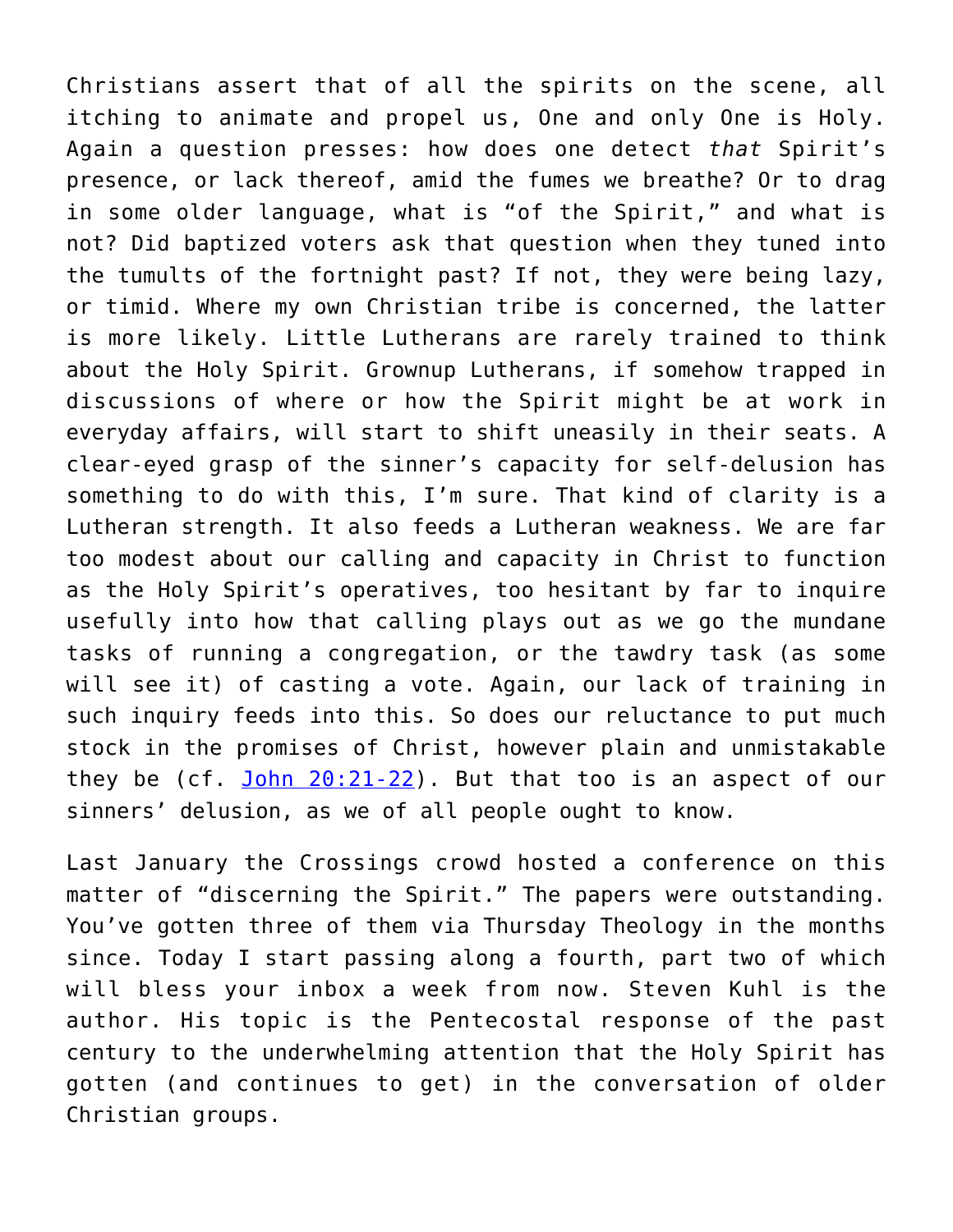Christians assert that of all the spirits on the scene, all itching to animate and propel us, One and only One is Holy. Again a question presses: how does one detect *that* Spirit's presence, or lack thereof, amid the fumes we breathe? Or to drag in some older language, what is "of the Spirit," and what is not? Did baptized voters ask that question when they tuned into the tumults of the fortnight past? If not, they were being lazy, or timid. Where my own Christian tribe is concerned, the latter is more likely. Little Lutherans are rarely trained to think about the Holy Spirit. Grownup Lutherans, if somehow trapped in discussions of where or how the Spirit might be at work in everyday affairs, will start to shift uneasily in their seats. A clear-eyed grasp of the sinner's capacity for self-delusion has something to do with this, I'm sure. That kind of clarity is a Lutheran strength. It also feeds a Lutheran weakness. We are far too modest about our calling and capacity in Christ to function as the Holy Spirit's operatives, too hesitant by far to inquire usefully into how that calling plays out as we go the mundane tasks of running a congregation, or the tawdry task (as some will see it) of casting a vote. Again, our lack of training in such inquiry feeds into this. So does our reluctance to put much stock in the promises of Christ, however plain and unmistakable they be (cf. John 20:21-22). But that too is an aspect of our sinners' delusion, as we of all people ought to know.

Last January the Crossings crowd hosted a conference on this matter of "discerning the Spirit." The papers were outstanding. You've gotten three of them via Thursday Theology in the months since. Today I start passing along a fourth, part two of which will bless your inbox a week from now. Steven Kuhl is the author. His topic is the Pentecostal response of the past century to the underwhelming attention that the Holy Spirit has gotten (and continues to get) in the conversation of older Christian groups.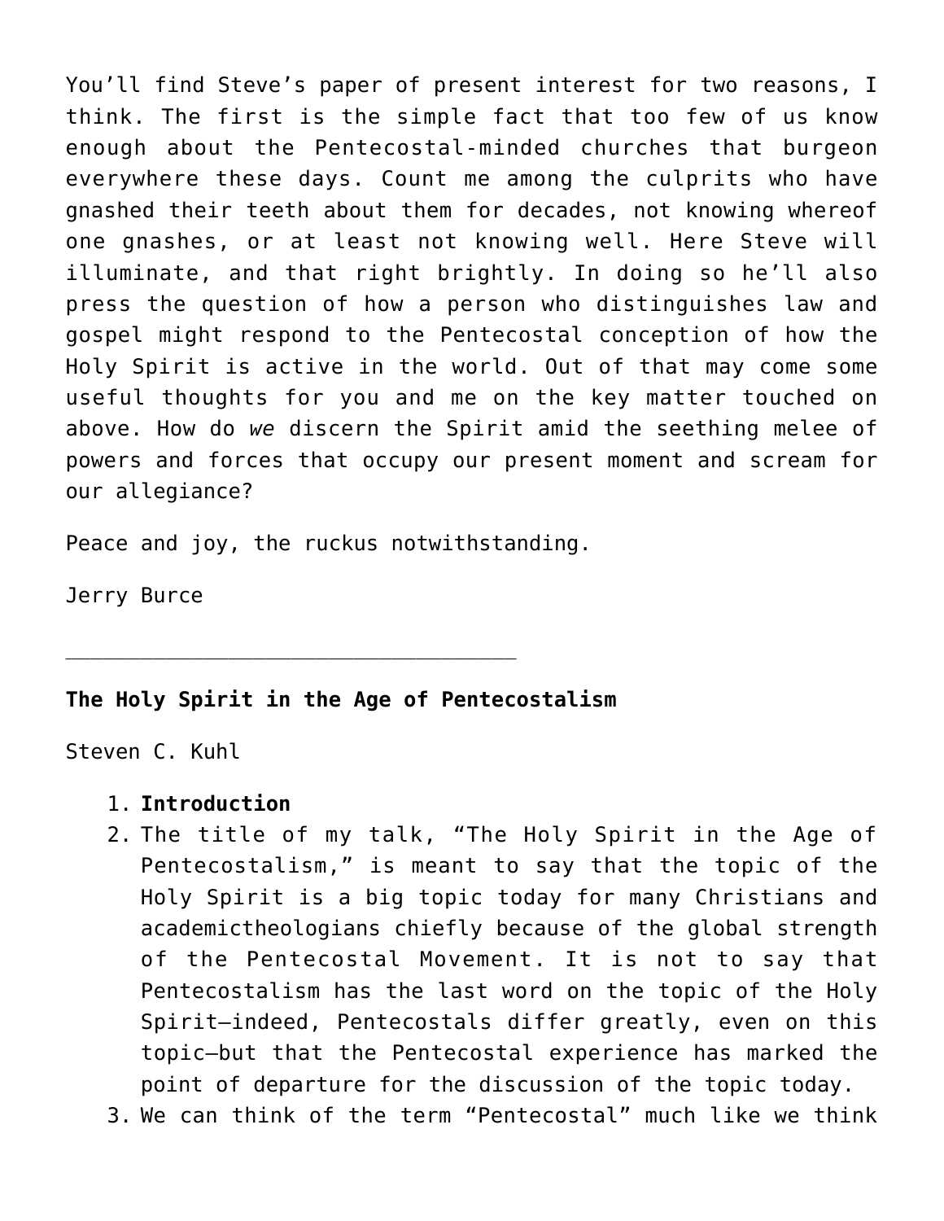You'll find Steve's paper of present interest for two reasons, I think. The first is the simple fact that too few of us know enough about the Pentecostal-minded churches that burgeon everywhere these days. Count me among the culprits who have gnashed their teeth about them for decades, not knowing whereof one gnashes, or at least not knowing well. Here Steve will illuminate, and that right brightly. In doing so he'll also press the question of how a person who distinguishes law and gospel might respond to the Pentecostal conception of how the Holy Spirit is active in the world. Out of that may come some useful thoughts for you and me on the key matter touched on above. How do *we* discern the Spirit amid the seething melee of powers and forces that occupy our present moment and scream for our allegiance?

Peace and joy, the ruckus notwithstanding.

Jerry Burce

---

**The Holy Spirit in the Age of Pentecostalism**

Steven C. Kuhl

1. **Introduction**
2. The title of my talk, "The Holy Spirit in the Age of Pentecostalism," is meant to say that the topic of the Holy Spirit is a big topic today for many Christians and academictheologians chiefly because of the global strength of the Pentecostal Movement. It is not to say that Pentecostalism has the last word on the topic of the Holy Spirit—indeed, Pentecostals differ greatly, even on this topic—but that the Pentecostal experience has marked the point of departure for the discussion of the topic today.
3. We can think of the term "Pentecostal" much like we think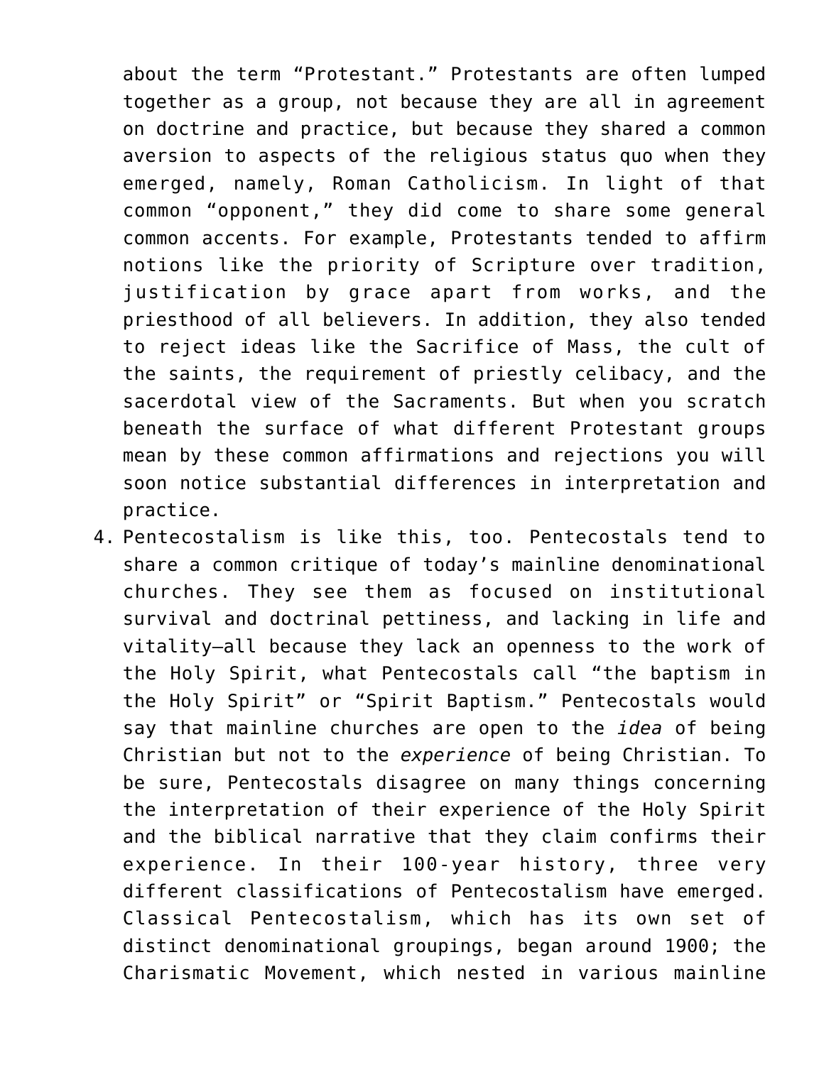about the term “Protestant.” Protestants are often lumped together as a group, not because they are all in agreement on doctrine and practice, but because they shared a common aversion to aspects of the religious status quo when they emerged, namely, Roman Catholicism. In light of that common “opponent,” they did come to share some general common accents. For example, Protestants tended to affirm notions like the priority of Scripture over tradition, justification by grace apart from works, and the priesthood of all believers. In addition, they also tended to reject ideas like the Sacrifice of Mass, the cult of the saints, the requirement of priestly celibacy, and the sacerdotal view of the Sacraments. But when you scratch beneath the surface of what different Protestant groups mean by these common affirmations and rejections you will soon notice substantial differences in interpretation and practice.

4. Pentecostalism is like this, too. Pentecostals tend to share a common critique of today’s mainline denominational churches. They see them as focused on institutional survival and doctrinal pettiness, and lacking in life and vitality—all because they lack an openness to the work of the Holy Spirit, what Pentecostals call “the baptism in the Holy Spirit” or “Spirit Baptism.” Pentecostals would say that mainline churches are open to the *idea* of being Christian but not to the *experience* of being Christian. To be sure, Pentecostals disagree on many things concerning the interpretation of their experience of the Holy Spirit and the biblical narrative that they claim confirms their experience. In their 100-year history, three very different classifications of Pentecostalism have emerged. Classical Pentecostalism, which has its own set of distinct denominational groupings, began around 1900; the Charismatic Movement, which nested in various mainline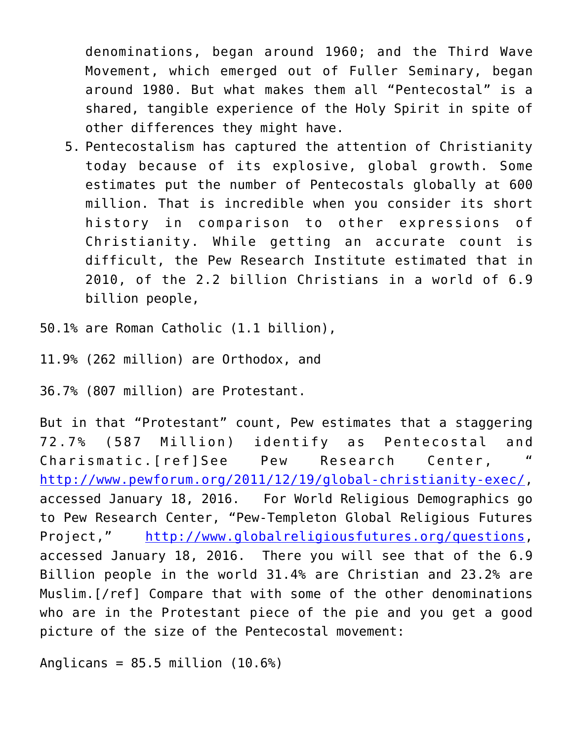denominations, began around 1960; and the Third Wave Movement, which emerged out of Fuller Seminary, began around 1980. But what makes them all "Pentecostal" is a shared, tangible experience of the Holy Spirit in spite of other differences they might have.

5. Pentecostalism has captured the attention of Christianity today because of its explosive, global growth. Some estimates put the number of Pentecostals globally at 600 million. That is incredible when you consider its short history in comparison to other expressions of Christianity. While getting an accurate count is difficult, the Pew Research Institute estimated that in 2010, of the 2.2 billion Christians in a world of 6.9 billion people,

50.1% are Roman Catholic (1.1 billion),

11.9% (262 million) are Orthodox, and

36.7% (807 million) are Protestant.

But in that "Protestant" count, Pew estimates that a staggering 72.7% (587 Million) identify as Pentecostal and Charismatic.[ref]See Pew Research Center, " http://www.pewforum.org/2011/12/19/global-christianity-exec/, accessed January 18, 2016. For World Religious Demographics go to Pew Research Center, "Pew-Templeton Global Religious Futures Project," http://www.globalreligiousfutures.org/questions, accessed January 18, 2016. There you will see that of the 6.9 Billion people in the world 31.4% are Christian and 23.2% are Muslim.[/ref] Compare that with some of the other denominations who are in the Protestant piece of the pie and you get a good picture of the size of the Pentecostal movement:

Anglicans = 85.5 million (10.6%)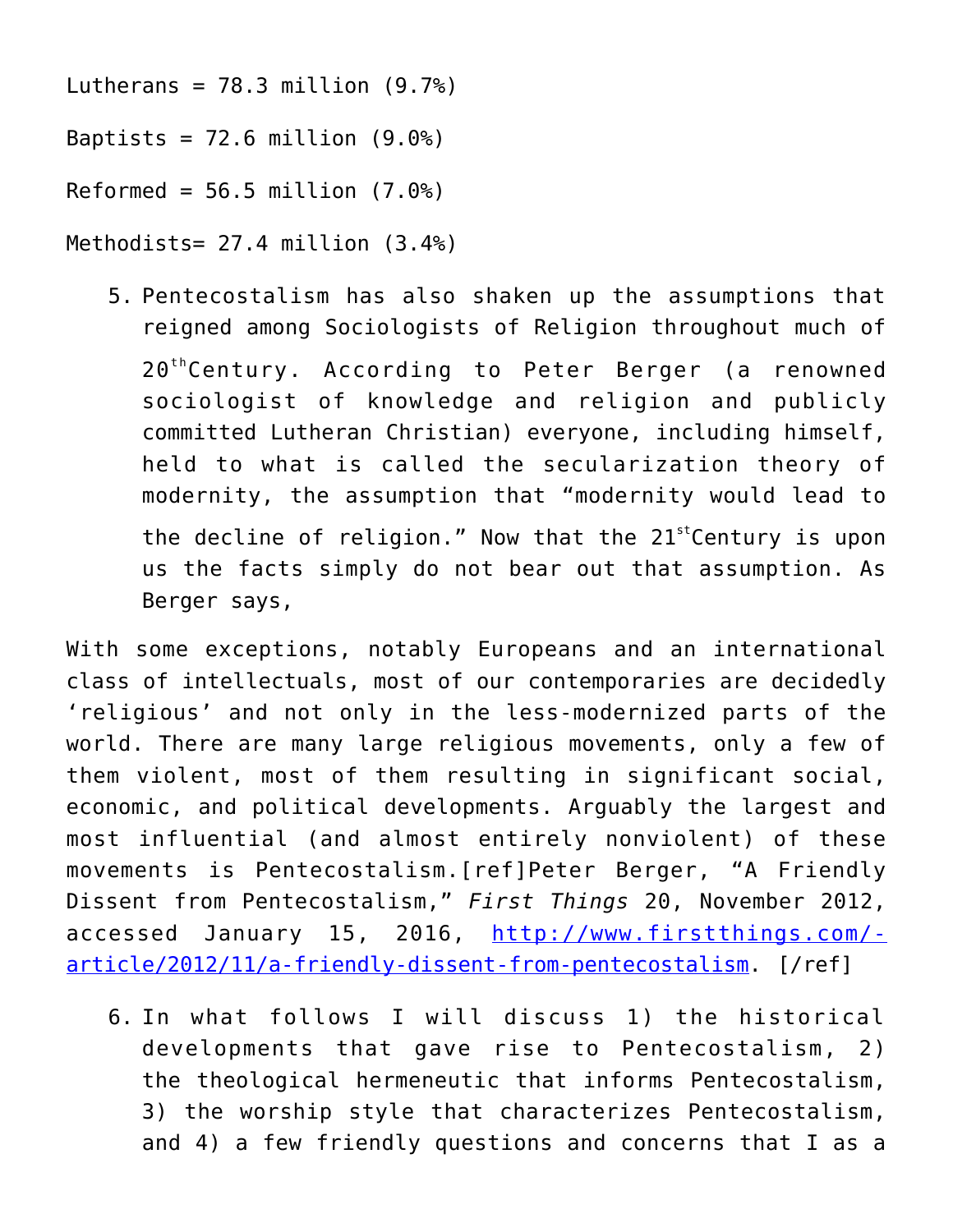Lutherans = 78.3 million (9.7%)

Baptists = 72.6 million (9.0%)

Reformed = 56.5 million (7.0%)

Methodists= 27.4 million (3.4%)

5. Pentecostalism has also shaken up the assumptions that reigned among Sociologists of Religion throughout much of 20th Century. According to Peter Berger (a renowned sociologist of knowledge and religion and publicly committed Lutheran Christian) everyone, including himself, held to what is called the secularization theory of modernity, the assumption that "modernity would lead to the decline of religion." Now that the 21st Century is upon us the facts simply do not bear out that assumption. As Berger says,

With some exceptions, notably Europeans and an international class of intellectuals, most of our contemporaries are decidedly 'religious' and not only in the less-modernized parts of the world. There are many large religious movements, only a few of them violent, most of them resulting in significant social, economic, and political developments. Arguably the largest and most influential (and almost entirely nonviolent) of these movements is Pentecostalism.[ref]Peter Berger, "A Friendly Dissent from Pentecostalism," *First Things* 20, November 2012, accessed January 15, 2016, [http://www.firstthings.com/-article/2012/11/a-friendly-dissent-from-pentecostalism](http://www.firstthings.com/article/2012/11/a-friendly-dissent-from-pentecostalism). [/ref]

6. In what follows I will discuss 1) the historical developments that gave rise to Pentecostalism, 2) the theological hermeneutic that informs Pentecostalism, 3) the worship style that characterizes Pentecostalism, and 4) a few friendly questions and concerns that I as a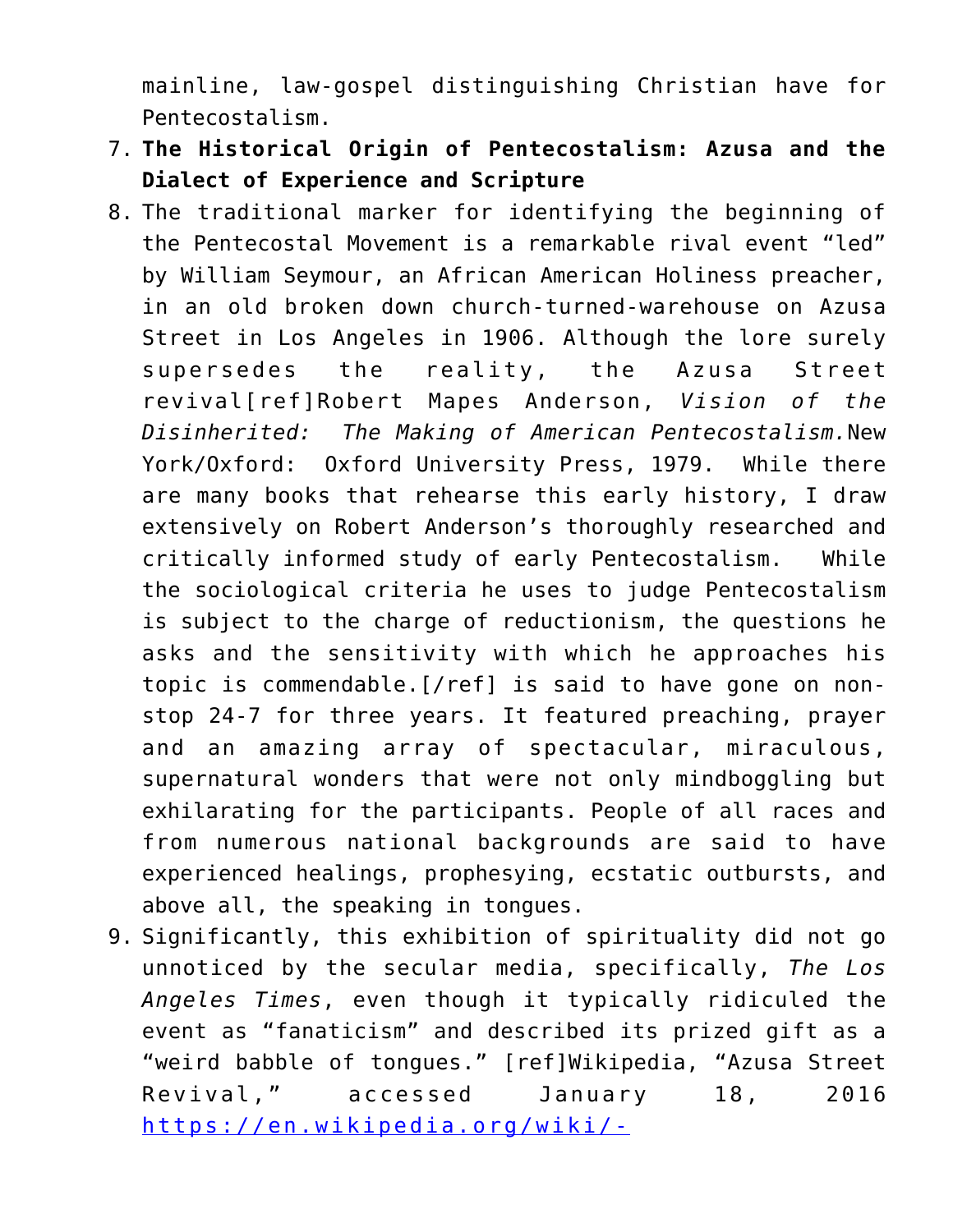mainline, law-gospel distinguishing Christian have for Pentecostalism.

7. **The Historical Origin of Pentecostalism: Azusa and the Dialect of Experience and Scripture**
8. The traditional marker for identifying the beginning of the Pentecostal Movement is a remarkable rival event "led" by William Seymour, an African American Holiness preacher, in an old broken down church-turned-warehouse on Azusa Street in Los Angeles in 1906. Although the lore surely supersedes the reality, the Azusa Street revival[ref]Robert Mapes Anderson, *Vision of the Disinherited: The Making of American Pentecostalism.* New York/Oxford: Oxford University Press, 1979. While there are many books that rehearse this early history, I draw extensively on Robert Anderson's thoroughly researched and critically informed study of early Pentecostalism. While the sociological criteria he uses to judge Pentecostalism is subject to the charge of reductionism, the questions he asks and the sensitivity with which he approaches his topic is commendable.[/ref] is said to have gone on non-stop 24-7 for three years. It featured preaching, prayer and an amazing array of spectacular, miraculous, supernatural wonders that were not only mindboggling but exhilarating for the participants. People of all races and from numerous national backgrounds are said to have experienced healings, prophesying, ecstatic outbursts, and above all, the speaking in tongues.
9. Significantly, this exhibition of spirituality did not go unnoticed by the secular media, specifically, *The Los Angeles Times*, even though it typically ridiculed the event as "fanaticism" and described its prized gift as a "weird babble of tongues." [ref]Wikipedia, "Azusa Street Revival," accessed January 18, 2016 https://en.wikipedia.org/wiki/-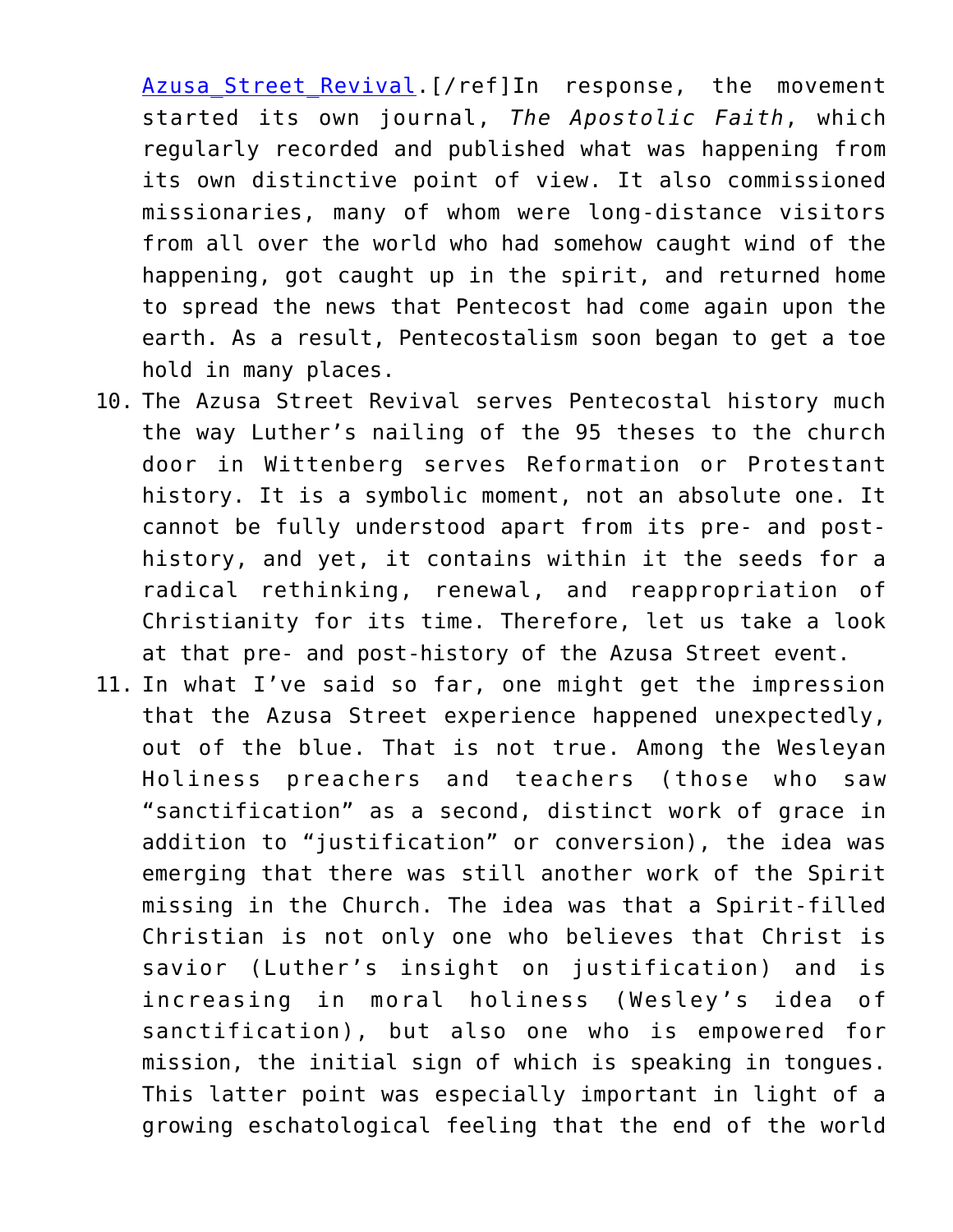Azusa_Street_Revival.[/ref]In response, the movement started its own journal, *The Apostolic Faith*, which regularly recorded and published what was happening from its own distinctive point of view. It also commissioned missionaries, many of whom were long-distance visitors from all over the world who had somehow caught wind of the happening, got caught up in the spirit, and returned home to spread the news that Pentecost had come again upon the earth. As a result, Pentecostalism soon began to get a toe hold in many places.

10. The Azusa Street Revival serves Pentecostal history much the way Luther's nailing of the 95 theses to the church door in Wittenberg serves Reformation or Protestant history. It is a symbolic moment, not an absolute one. It cannot be fully understood apart from its pre- and post-history, and yet, it contains within it the seeds for a radical rethinking, renewal, and reappropriation of Christianity for its time. Therefore, let us take a look at that pre- and post-history of the Azusa Street event.
11. In what I've said so far, one might get the impression that the Azusa Street experience happened unexpectedly, out of the blue. That is not true. Among the Wesleyan Holiness preachers and teachers (those who saw "sanctification" as a second, distinct work of grace in addition to "justification" or conversion), the idea was emerging that there was still another work of the Spirit missing in the Church. The idea was that a Spirit-filled Christian is not only one who believes that Christ is savior (Luther's insight on justification) and is increasing in moral holiness (Wesley's idea of sanctification), but also one who is empowered for mission, the initial sign of which is speaking in tongues. This latter point was especially important in light of a growing eschatological feeling that the end of the world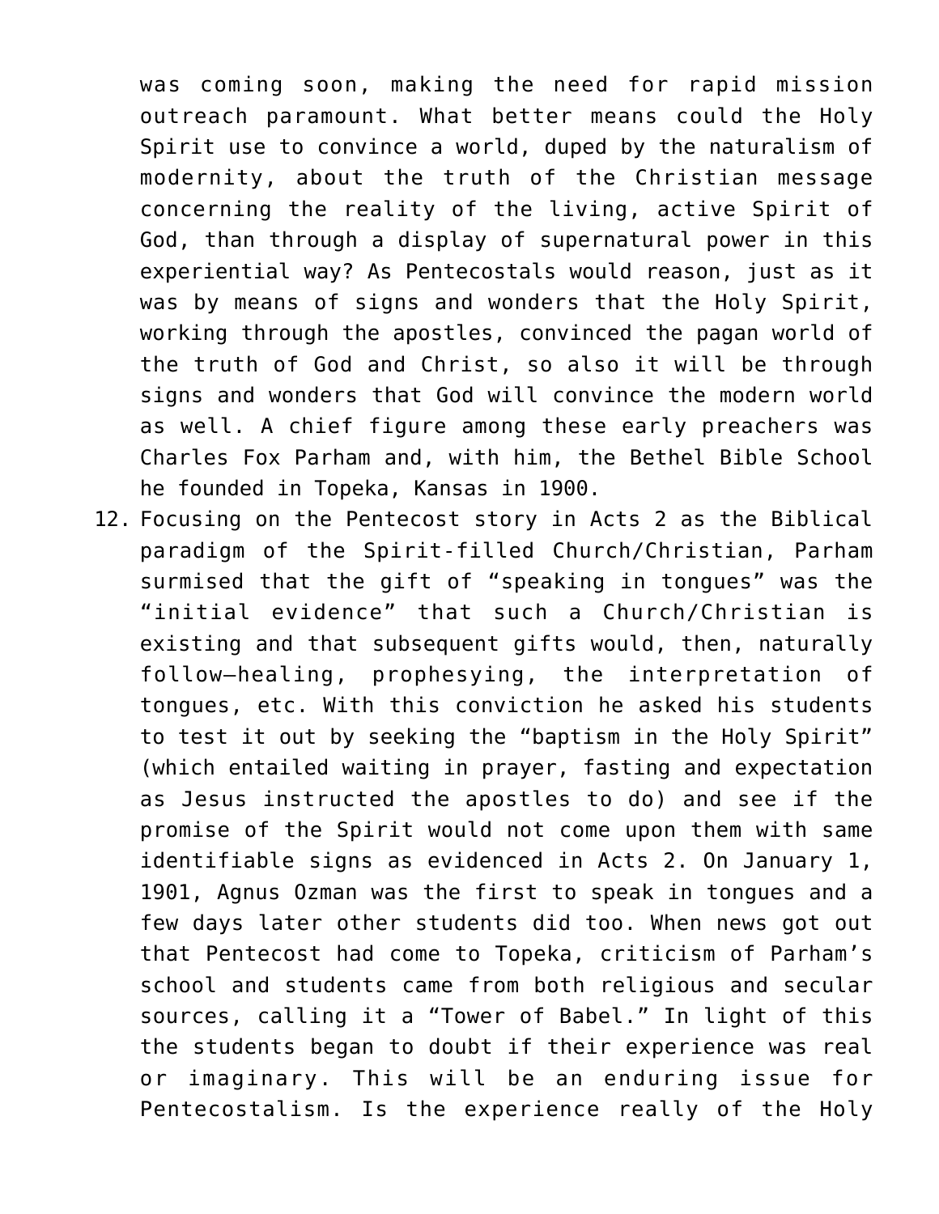was coming soon, making the need for rapid mission outreach paramount. What better means could the Holy Spirit use to convince a world, duped by the naturalism of modernity, about the truth of the Christian message concerning the reality of the living, active Spirit of God, than through a display of supernatural power in this experiential way? As Pentecostals would reason, just as it was by means of signs and wonders that the Holy Spirit, working through the apostles, convinced the pagan world of the truth of God and Christ, so also it will be through signs and wonders that God will convince the modern world as well. A chief figure among these early preachers was Charles Fox Parham and, with him, the Bethel Bible School he founded in Topeka, Kansas in 1900.

12. Focusing on the Pentecost story in Acts 2 as the Biblical paradigm of the Spirit-filled Church/Christian, Parham surmised that the gift of "speaking in tongues" was the "initial evidence" that such a Church/Christian is existing and that subsequent gifts would, then, naturally follow—healing, prophesying, the interpretation of tongues, etc. With this conviction he asked his students to test it out by seeking the "baptism in the Holy Spirit" (which entailed waiting in prayer, fasting and expectation as Jesus instructed the apostles to do) and see if the promise of the Spirit would not come upon them with same identifiable signs as evidenced in Acts 2. On January 1, 1901, Agnus Ozman was the first to speak in tongues and a few days later other students did too. When news got out that Pentecost had come to Topeka, criticism of Parham's school and students came from both religious and secular sources, calling it a "Tower of Babel." In light of this the students began to doubt if their experience was real or imaginary. This will be an enduring issue for Pentecostalism. Is the experience really of the Holy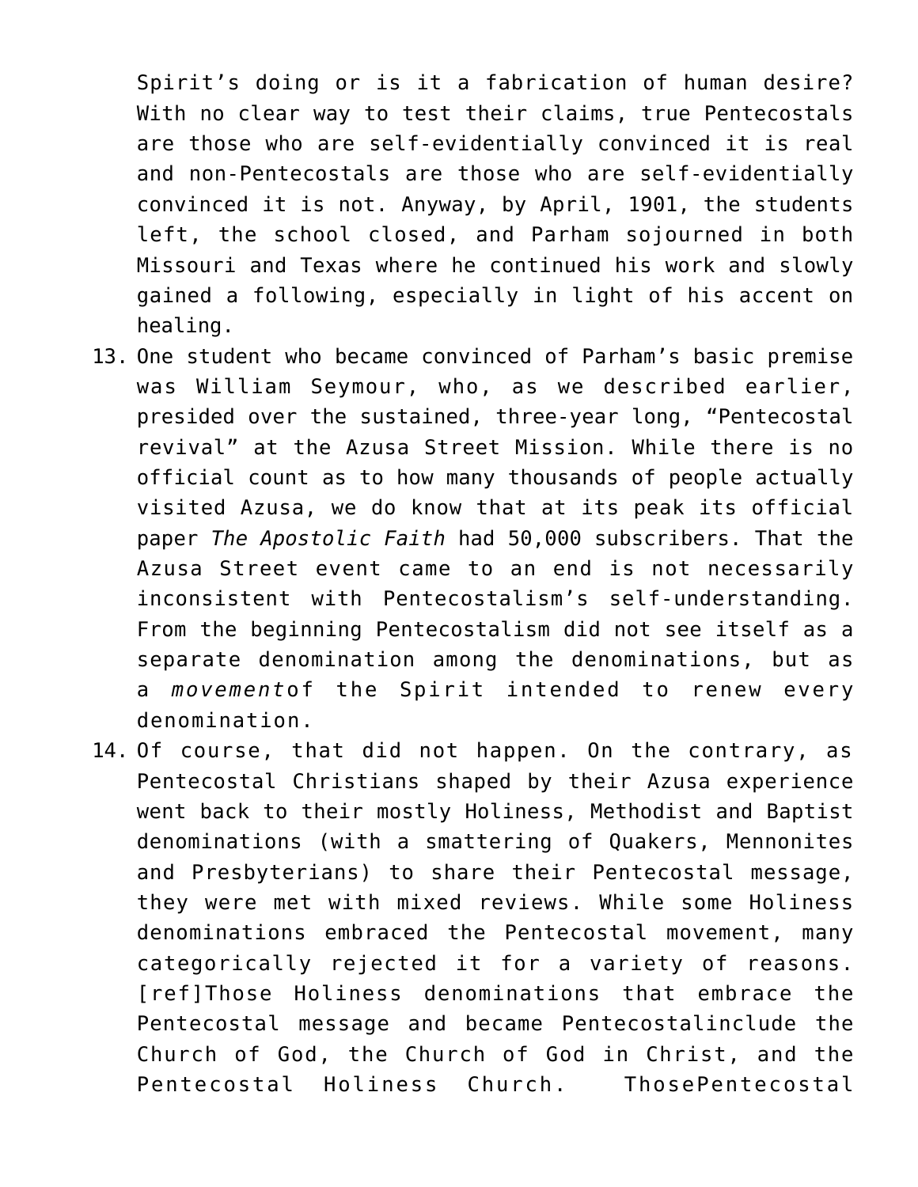Spirit's doing or is it a fabrication of human desire? With no clear way to test their claims, true Pentecostals are those who are self-evidentially convinced it is real and non-Pentecostals are those who are self-evidentially convinced it is not. Anyway, by April, 1901, the students left, the school closed, and Parham sojourned in both Missouri and Texas where he continued his work and slowly gained a following, especially in light of his accent on healing.

13. One student who became convinced of Parham's basic premise was William Seymour, who, as we described earlier, presided over the sustained, three-year long, "Pentecostal revival" at the Azusa Street Mission. While there is no official count as to how many thousands of people actually visited Azusa, we do know that at its peak its official paper *The Apostolic Faith* had 50,000 subscribers. That the Azusa Street event came to an end is not necessarily inconsistent with Pentecostalism's self-understanding. From the beginning Pentecostalism did not see itself as a separate denomination among the denominations, but as a *movement*of the Spirit intended to renew every denomination.
14. Of course, that did not happen. On the contrary, as Pentecostal Christians shaped by their Azusa experience went back to their mostly Holiness, Methodist and Baptist denominations (with a smattering of Quakers, Mennonites and Presbyterians) to share their Pentecostal message, they were met with mixed reviews. While some Holiness denominations embraced the Pentecostal movement, many categorically rejected it for a variety of reasons. [ref]Those Holiness denominations that embrace the Pentecostal message and became Pentecostalinclude the Church of God, the Church of God in Christ, and the Pentecostal Holiness Church. ThosePentecostal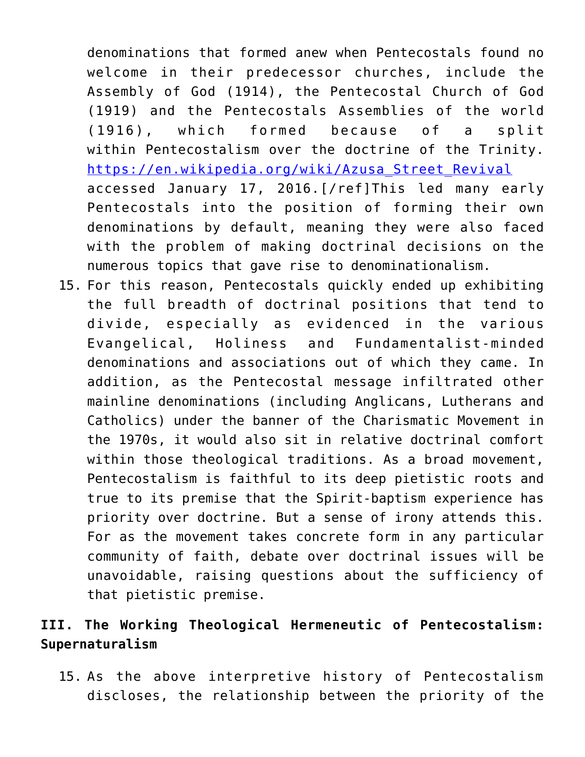denominations that formed anew when Pentecostals found no welcome in their predecessor churches, include the Assembly of God (1914), the Pentecostal Church of God (1919) and the Pentecostals Assemblies of the world (1916), which formed because of a split within Pentecostalism over the doctrine of the Trinity. https://en.wikipedia.org/wiki/Azusa_Street_Revival accessed January 17, 2016.[/ref]This led many early Pentecostals into the position of forming their own denominations by default, meaning they were also faced with the problem of making doctrinal decisions on the numerous topics that gave rise to denominationalism.

15. For this reason, Pentecostals quickly ended up exhibiting the full breadth of doctrinal positions that tend to divide, especially as evidenced in the various Evangelical, Holiness and Fundamentalist-minded denominations and associations out of which they came. In addition, as the Pentecostal message infiltrated other mainline denominations (including Anglicans, Lutherans and Catholics) under the banner of the Charismatic Movement in the 1970s, it would also sit in relative doctrinal comfort within those theological traditions. As a broad movement, Pentecostalism is faithful to its deep pietistic roots and true to its premise that the Spirit-baptism experience has priority over doctrine. But a sense of irony attends this. For as the movement takes concrete form in any particular community of faith, debate over doctrinal issues will be unavoidable, raising questions about the sufficiency of that pietistic premise.

## III. The Working Theological Hermeneutic of Pentecostalism: Supernaturalism

15. As the above interpretive history of Pentecostalism discloses, the relationship between the priority of the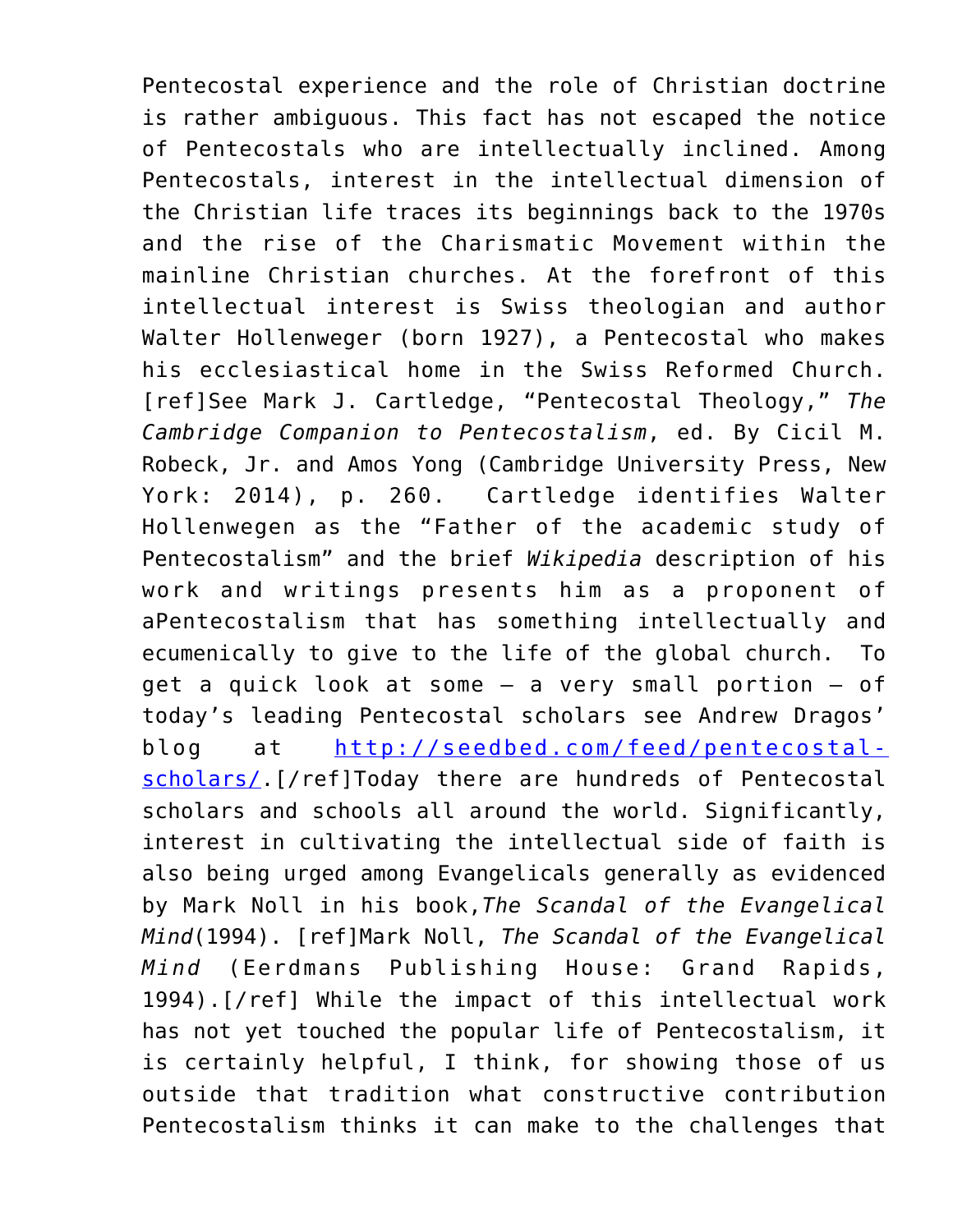Pentecostal experience and the role of Christian doctrine is rather ambiguous. This fact has not escaped the notice of Pentecostals who are intellectually inclined. Among Pentecostals, interest in the intellectual dimension of the Christian life traces its beginnings back to the 1970s and the rise of the Charismatic Movement within the mainline Christian churches. At the forefront of this intellectual interest is Swiss theologian and author Walter Hollenweger (born 1927), a Pentecostal who makes his ecclesiastical home in the Swiss Reformed Church. [ref]See Mark J. Cartledge, "Pentecostal Theology," *The Cambridge Companion to Pentecostalism*, ed. By Cicil M. Robeck, Jr. and Amos Yong (Cambridge University Press, New York: 2014), p. 260.  Cartledge identifies Walter Hollenwegen as the "Father of the academic study of Pentecostalism" and the brief *Wikipedia* description of his work and writings presents him as a proponent of aPentecostalism that has something intellectually and ecumenically to give to the life of the global church.  To get a quick look at some – a very small portion – of today's leading Pentecostal scholars see Andrew Dragos' blog at [http://seedbed.com/feed/pentecostal-scholars/](http://seedbed.com/feed/pentecostal-scholars/).[/ref]Today there are hundreds of Pentecostal scholars and schools all around the world. Significantly, interest in cultivating the intellectual side of faith is also being urged among Evangelicals generally as evidenced by Mark Noll in his book,*The Scandal of the Evangelical Mind*(1994). [ref]Mark Noll, *The Scandal of the Evangelical Mind* (Eerdmans Publishing House: Grand Rapids, 1994).[/ref] While the impact of this intellectual work has not yet touched the popular life of Pentecostalism, it is certainly helpful, I think, for showing those of us outside that tradition what constructive contribution Pentecostalism thinks it can make to the challenges that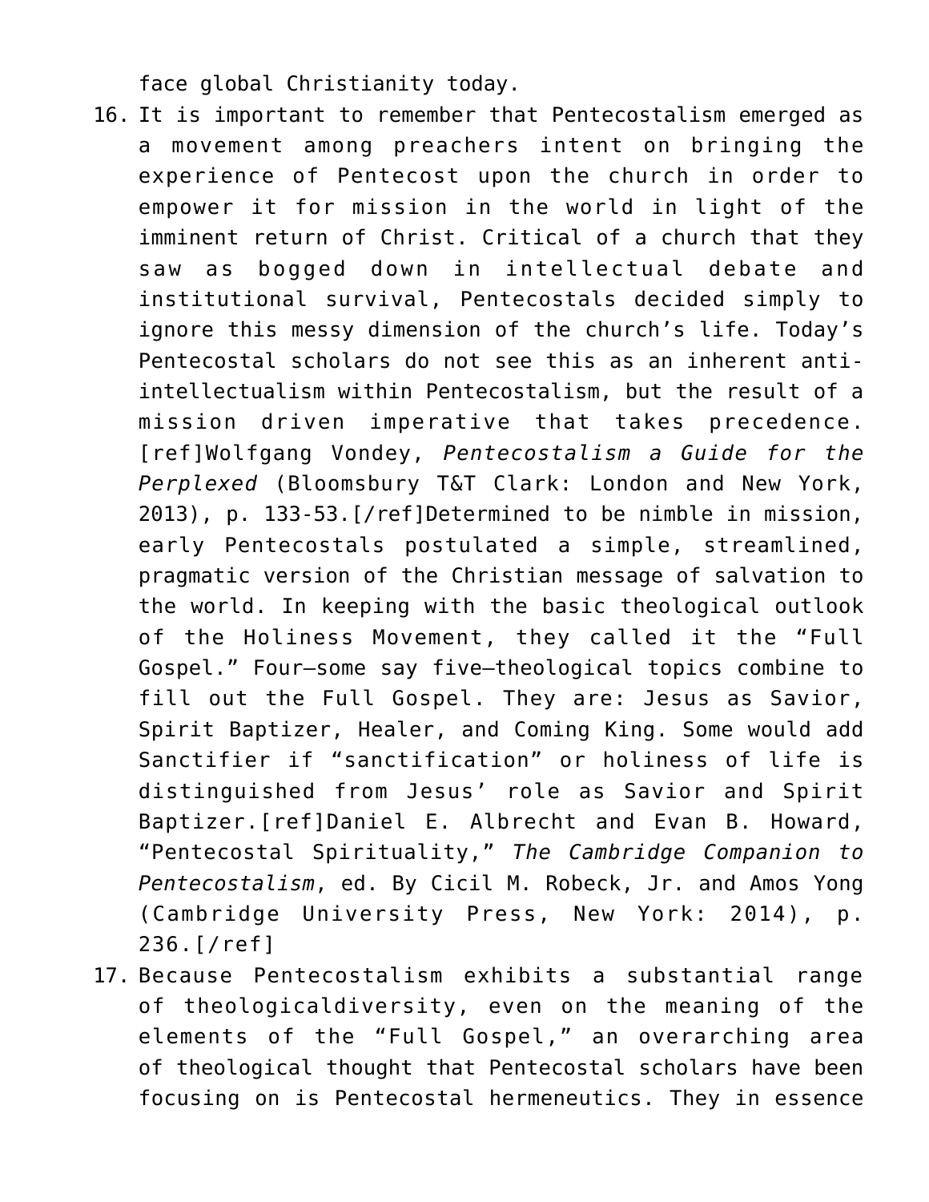face global Christianity today.

16. It is important to remember that Pentecostalism emerged as a movement among preachers intent on bringing the experience of Pentecost upon the church in order to empower it for mission in the world in light of the imminent return of Christ. Critical of a church that they saw as bogged down in intellectual debate and institutional survival, Pentecostals decided simply to ignore this messy dimension of the church's life. Today's Pentecostal scholars do not see this as an inherent anti-intellectualism within Pentecostalism, but the result of a mission driven imperative that takes precedence. [ref]Wolfgang Vondey, *Pentecostalism a Guide for the Perplexed* (Bloomsbury T&T Clark: London and New York, 2013), p. 133-53.[/ref]Determined to be nimble in mission, early Pentecostals postulated a simple, streamlined, pragmatic version of the Christian message of salvation to the world. In keeping with the basic theological outlook of the Holiness Movement, they called it the "Full Gospel." Four—some say five—theological topics combine to fill out the Full Gospel. They are: Jesus as Savior, Spirit Baptizer, Healer, and Coming King. Some would add Sanctifier if "sanctification" or holiness of life is distinguished from Jesus' role as Savior and Spirit Baptizer.[ref]Daniel E. Albrecht and Evan B. Howard, "Pentecostal Spirituality," *The Cambridge Companion to Pentecostalism*, ed. By Cicil M. Robeck, Jr. and Amos Yong (Cambridge University Press, New York: 2014), p. 236.[/ref]
17. Because Pentecostalism exhibits a substantial range of theologicaldiversity, even on the meaning of the elements of the "Full Gospel," an overarching area of theological thought that Pentecostal scholars have been focusing on is Pentecostal hermeneutics. They in essence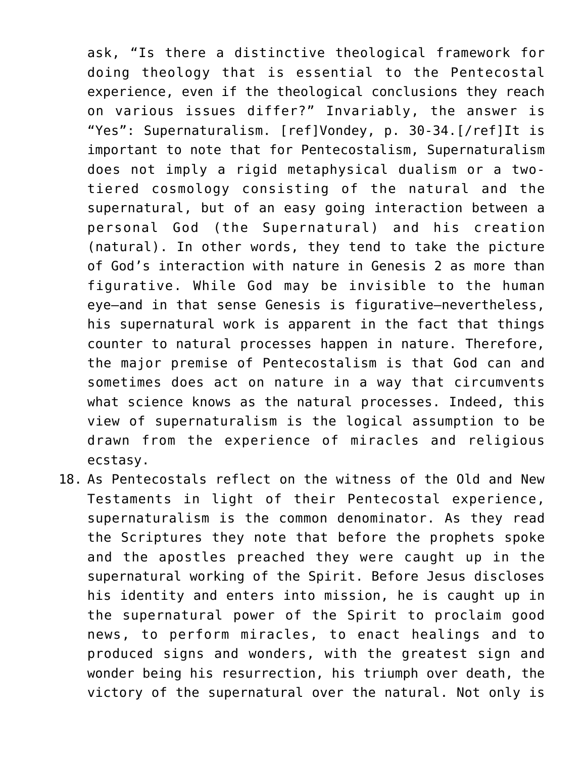ask, “Is there a distinctive theological framework for doing theology that is essential to the Pentecostal experience, even if the theological conclusions they reach on various issues differ?” Invariably, the answer is “Yes”: Supernaturalism. [ref]Vondey, p. 30-34.[/ref]It is important to note that for Pentecostalism, Supernaturalism does not imply a rigid metaphysical dualism or a two-tiered cosmology consisting of the natural and the supernatural, but of an easy going interaction between a personal God (the Supernatural) and his creation (natural). In other words, they tend to take the picture of God’s interaction with nature in Genesis 2 as more than figurative. While God may be invisible to the human eye—and in that sense Genesis is figurative—nevertheless, his supernatural work is apparent in the fact that things counter to natural processes happen in nature. Therefore, the major premise of Pentecostalism is that God can and sometimes does act on nature in a way that circumvents what science knows as the natural processes. Indeed, this view of supernaturalism is the logical assumption to be drawn from the experience of miracles and religious ecstasy.

18. As Pentecostals reflect on the witness of the Old and New Testaments in light of their Pentecostal experience, supernaturalism is the common denominator. As they read the Scriptures they note that before the prophets spoke and the apostles preached they were caught up in the supernatural working of the Spirit. Before Jesus discloses his identity and enters into mission, he is caught up in the supernatural power of the Spirit to proclaim good news, to perform miracles, to enact healings and to produced signs and wonders, with the greatest sign and wonder being his resurrection, his triumph over death, the victory of the supernatural over the natural. Not only is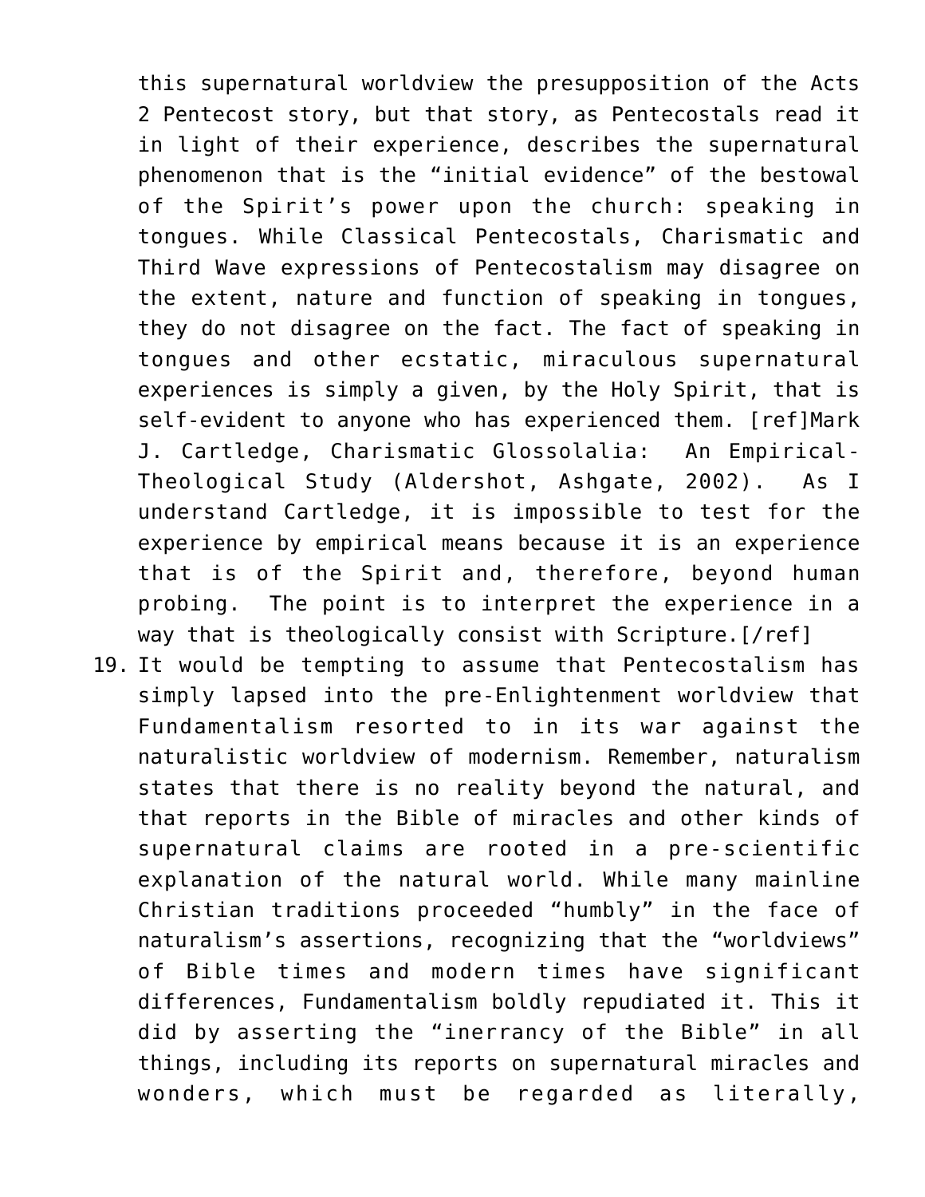this supernatural worldview the presupposition of the Acts 2 Pentecost story, but that story, as Pentecostals read it in light of their experience, describes the supernatural phenomenon that is the "initial evidence" of the bestowal of the Spirit's power upon the church: speaking in tongues. While Classical Pentecostals, Charismatic and Third Wave expressions of Pentecostalism may disagree on the extent, nature and function of speaking in tongues, they do not disagree on the fact. The fact of speaking in tongues and other ecstatic, miraculous supernatural experiences is simply a given, by the Holy Spirit, that is self-evident to anyone who has experienced them. [ref]Mark J. Cartledge, Charismatic Glossolalia: An Empirical-Theological Study (Aldershot, Ashgate, 2002). As I understand Cartledge, it is impossible to test for the experience by empirical means because it is an experience that is of the Spirit and, therefore, beyond human probing. The point is to interpret the experience in a way that is theologically consist with Scripture.[/ref]

19. It would be tempting to assume that Pentecostalism has simply lapsed into the pre-Enlightenment worldview that Fundamentalism resorted to in its war against the naturalistic worldview of modernism. Remember, naturalism states that there is no reality beyond the natural, and that reports in the Bible of miracles and other kinds of supernatural claims are rooted in a pre-scientific explanation of the natural world. While many mainline Christian traditions proceeded "humbly" in the face of naturalism's assertions, recognizing that the "worldviews" of Bible times and modern times have significant differences, Fundamentalism boldly repudiated it. This it did by asserting the "inerrancy of the Bible" in all things, including its reports on supernatural miracles and wonders, which must be regarded as literally,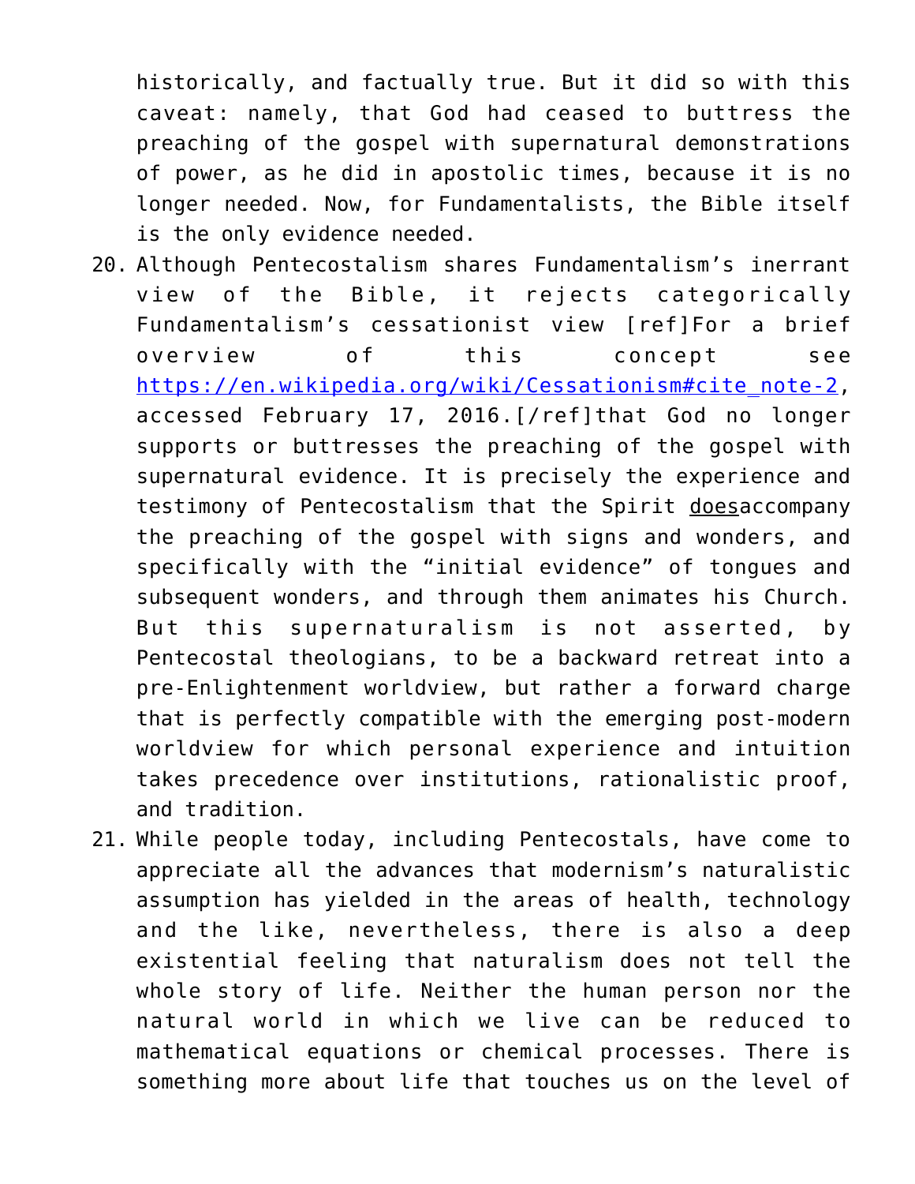historically, and factually true. But it did so with this caveat: namely, that God had ceased to buttress the preaching of the gospel with supernatural demonstrations of power, as he did in apostolic times, because it is no longer needed. Now, for Fundamentalists, the Bible itself is the only evidence needed.

20. Although Pentecostalism shares Fundamentalism's inerrant view of the Bible, it rejects categorically Fundamentalism's cessationist view [ref]For a brief overview of this concept see https://en.wikipedia.org/wiki/Cessationism#cite_note-2, accessed February 17, 2016.[/ref]that God no longer supports or buttresses the preaching of the gospel with supernatural evidence. It is precisely the experience and testimony of Pentecostalism that the Spirit doesaccompany the preaching of the gospel with signs and wonders, and specifically with the "initial evidence" of tongues and subsequent wonders, and through them animates his Church. But this supernaturalism is not asserted, by Pentecostal theologians, to be a backward retreat into a pre-Enlightenment worldview, but rather a forward charge that is perfectly compatible with the emerging post-modern worldview for which personal experience and intuition takes precedence over institutions, rationalistic proof, and tradition.
21. While people today, including Pentecostals, have come to appreciate all the advances that modernism's naturalistic assumption has yielded in the areas of health, technology and the like, nevertheless, there is also a deep existential feeling that naturalism does not tell the whole story of life. Neither the human person nor the natural world in which we live can be reduced to mathematical equations or chemical processes. There is something more about life that touches us on the level of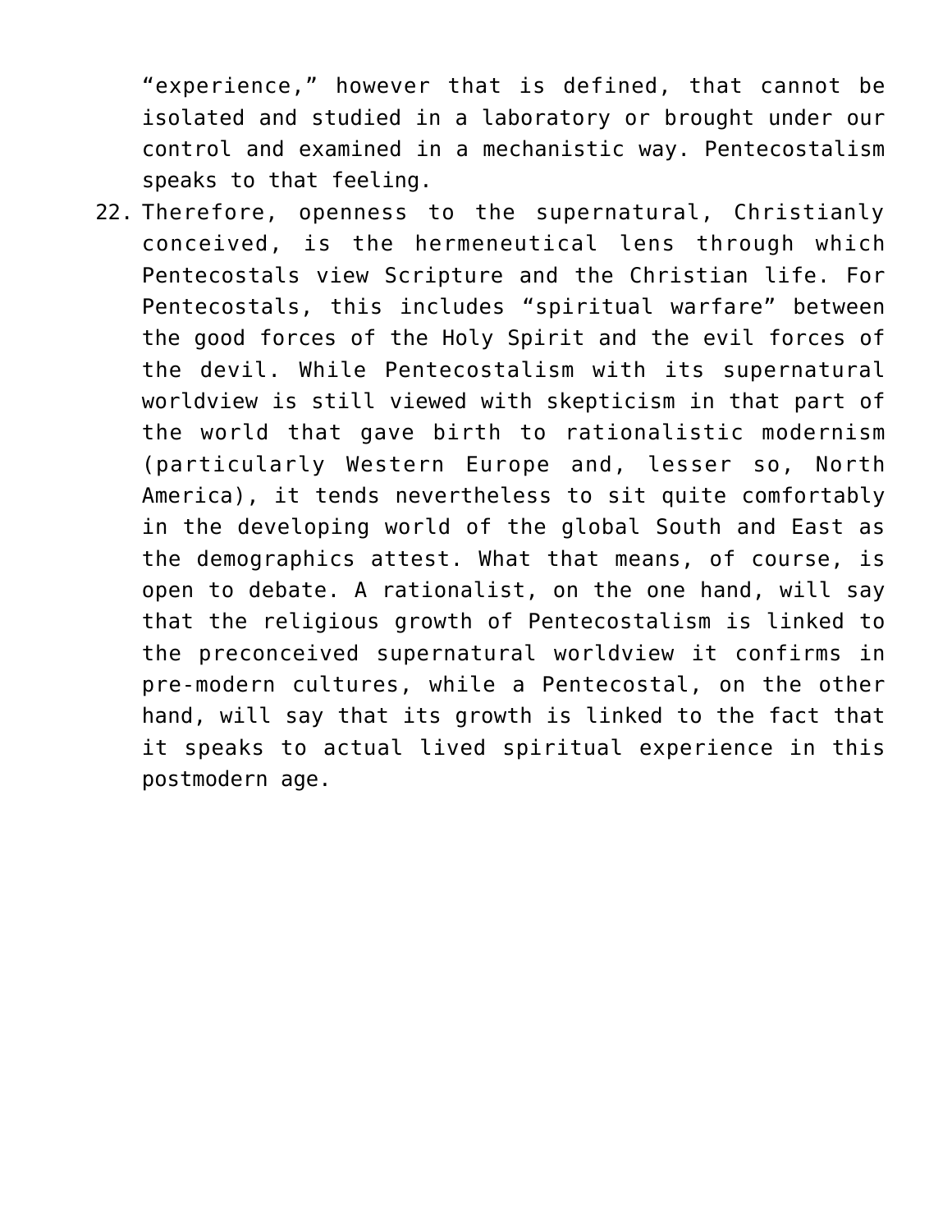"experience," however that is defined, that cannot be isolated and studied in a laboratory or brought under our control and examined in a mechanistic way. Pentecostalism speaks to that feeling.

22. Therefore, openness to the supernatural, Christianly conceived, is the hermeneutical lens through which Pentecostals view Scripture and the Christian life. For Pentecostals, this includes "spiritual warfare" between the good forces of the Holy Spirit and the evil forces of the devil. While Pentecostalism with its supernatural worldview is still viewed with skepticism in that part of the world that gave birth to rationalistic modernism (particularly Western Europe and, lesser so, North America), it tends nevertheless to sit quite comfortably in the developing world of the global South and East as the demographics attest. What that means, of course, is open to debate. A rationalist, on the one hand, will say that the religious growth of Pentecostalism is linked to the preconceived supernatural worldview it confirms in pre-modern cultures, while a Pentecostal, on the other hand, will say that its growth is linked to the fact that it speaks to actual lived spiritual experience in this postmodern age.